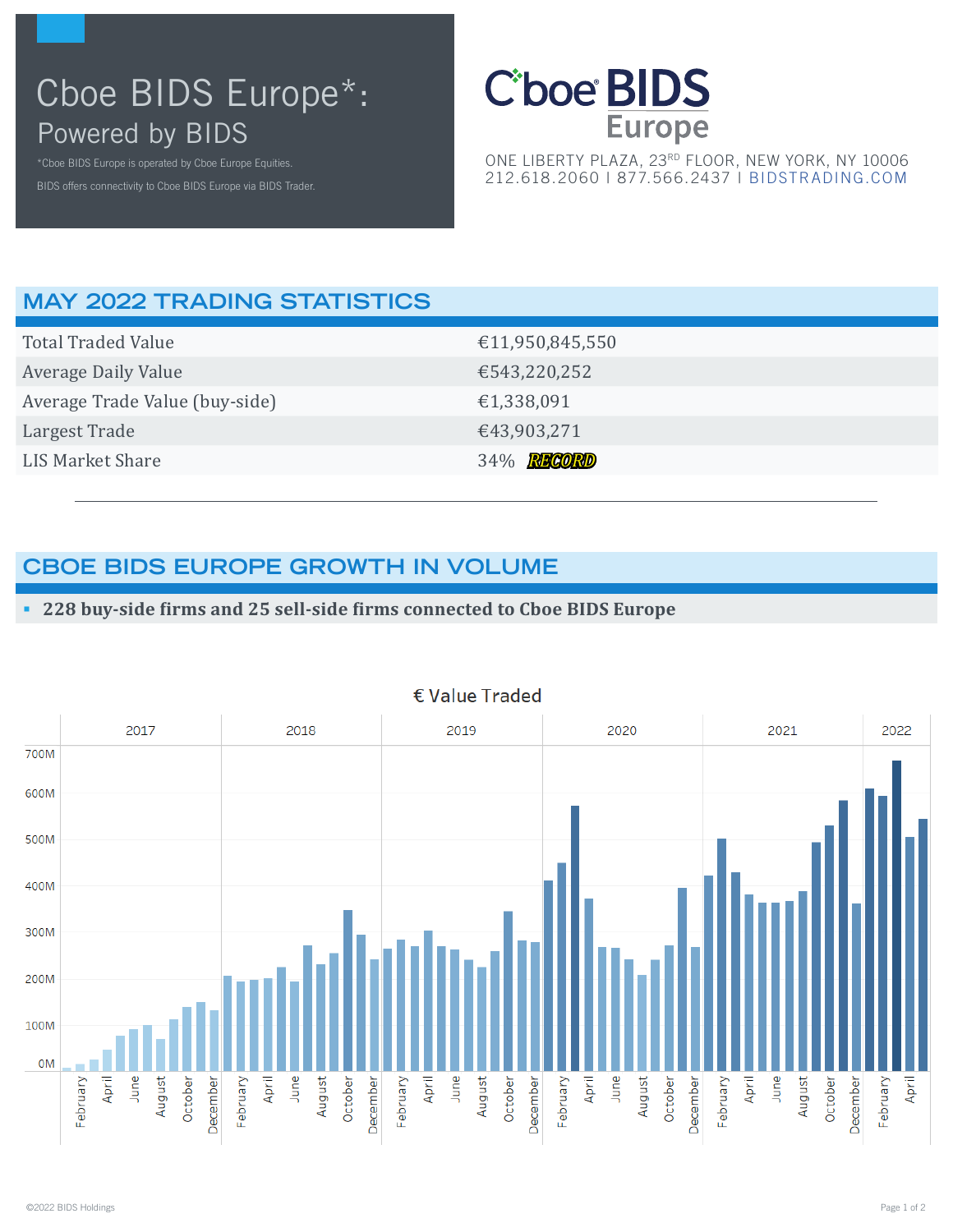# Cboe BIDS Europe*: Powered by BIDS

*Cboe BIDS Europe is operated by Cboe Europe Equities.

BIDS offers connectivity to Cboe BIDS Europe via BIDS Trader.

Cboe BIDS Europe

ONE LIBERTY PLAZA, 23RD FLOOR, NEW YORK, NY 10006
212.618.2060 | 877.566.2437 | BIDSTRADING.COM

## MAY 2022 TRADING STATISTICS

| | |
|---|---|
| Total Traded Value | €11,950,845,550 |
| Average Daily Value | €543,220,252 |
| Average Trade Value (buy-side) | €1,338,091 |
| Largest Trade | €43,903,271 |
| LIS Market Share | 34% RECORD |

## CBOE BIDS EUROPE GROWTH IN VOLUME

- **228 buy-side firms and 25 sell-side firms connected to Cboe BIDS Europe**

€ Value Traded

©2022 BIDS Holdings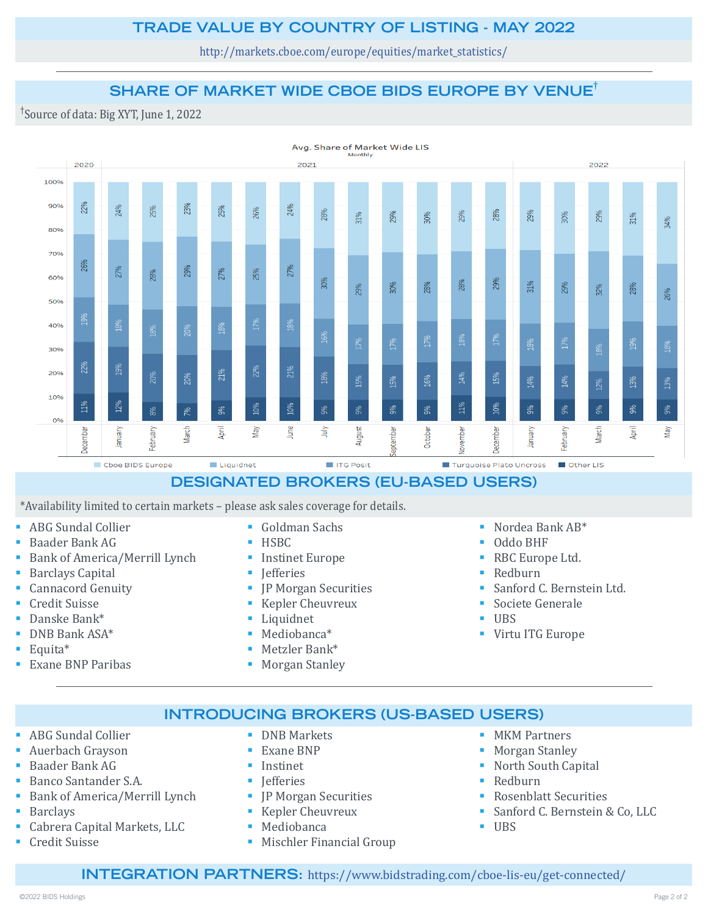# TRADE VALUE BY COUNTRY OF LISTING - MAY 2022

http://markets.cboe.com/europe/equities/market_statistics/

## SHARE OF MARKET WIDE CBOE BIDS EUROPE BY VENUE[†]

[†]Source of data: Big XYT, June 1, 2022

Avg. Share of Market Wide LIS
Monthly

2020 | 2021 | 2022

100%
90%
80%
70%
60%
50%
40%
30%
20%
10%
0%

December: 22%, 26%, 19%, 22%, 11%
January: 24%, 27%, 18%, 19%, 12%
February: 25%, 28%, 18%, 20%, 8%
March: 23%, 29%, 20%, 20%, 7%
April: 25%, 27%, 18%, 21%, 9%
May: 26%, 25%, 17%, 22%, 10%
June: 24%, 27%, 18%, 21%, 10%
July: 28%, 30%, 16%, 18%, 9%
August: 31%, 29%, 17%, 15%, 9%
September: 29%, 30%, 17%, 15%, 9%
October: 30%, 28%, 17%, 16%, 9%
November: 29%, 28%, 18%, 14%, 11%
December: 28%, 29%, 17%, 15%, 10%
January: 29%, 31%, 18%, 14%, 9%
February: 30%, 29%, 17%, 14%, 9%
March: 29%, 32%, 18%, 12%, 9%
April: 31%, 28%, 19%, 13%, 9%
May: 34%, 26%, 18%, 13%, 9%

Cboe BIDS Europe | Liquidnet | ITG Posit | Turquoise Plato Uncross | Other LIS

## DESIGNATED BROKERS (EU-BASED USERS)

*Availability limited to certain markets – please ask sales coverage for details.

- ABG Sundal Collier
- Baader Bank AG
- Bank of America/Merrill Lynch
- Barclays Capital
- Cannacord Genuity
- Credit Suisse
- Danske Bank*
- DNB Bank ASA*
- Equita*
- Exane BNP Paribas
- Goldman Sachs
- HSBC
- Instinet Europe
- Jefferies
- JP Morgan Securities
- Kepler Cheuvreux
- Liquidnet
- Mediobanca*
- Metzler Bank*
- Morgan Stanley
- Nordea Bank AB*
- Oddo BHF
- RBC Europe Ltd.
- Redburn
- Sanford C. Bernstein Ltd.
- Societe Generale
- UBS
- Virtu ITG Europe

## INTRODUCING BROKERS (US-BASED USERS)

- ABG Sundal Collier
- Auerbach Grayson
- Baader Bank AG
- Banco Santander S.A.
- Bank of America/Merrill Lynch
- Barclays
- Cabrera Capital Markets, LLC
- Credit Suisse
- DNB Markets
- Exane BNP
- Instinet
- Jefferies
- JP Morgan Securities
- Kepler Cheuvreux
- Mediobanca
- Mischler Financial Group
- MKM Partners
- Morgan Stanley
- North South Capital
- Redburn
- Rosenblatt Securities
- Sanford C. Bernstein & Co, LLC
- UBS

## INTEGRATION PARTNERS: https://www.bidstrading.com/cboe-lis-eu/get-connected/

©2022 BIDS Holdings